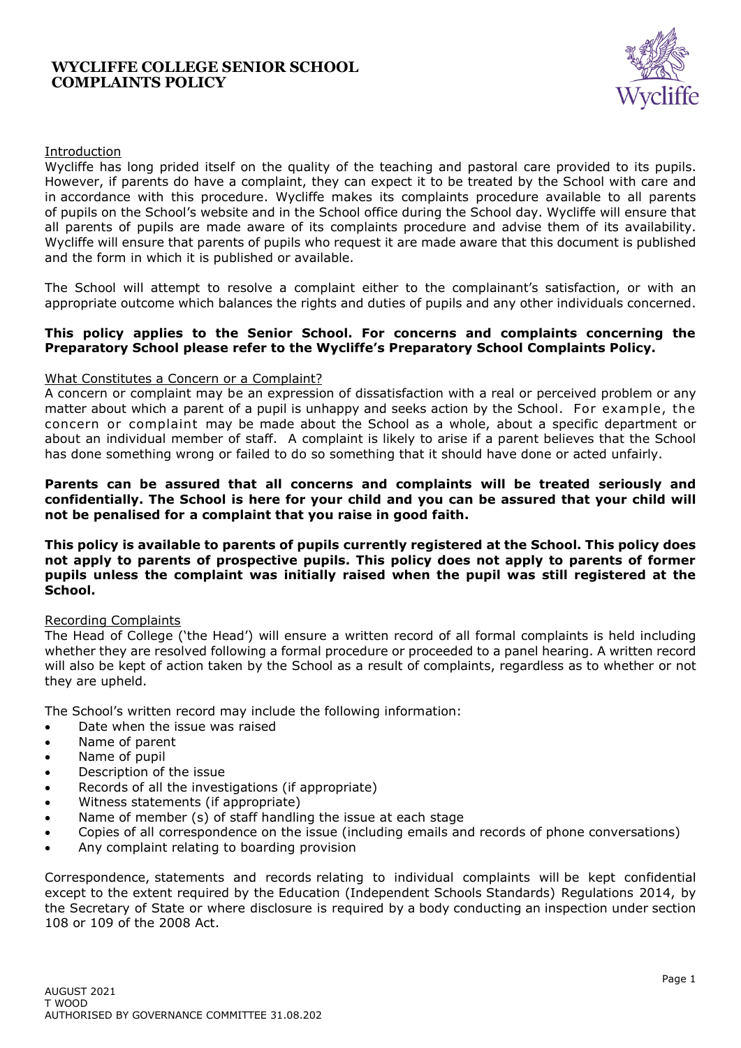# WYCLIFFE COLLEGE SENIOR SCHOOL COMPLAINTS POLICY

## Introduction

Wycliffe has long prided itself on the quality of the teaching and pastoral care provided to its pupils. However, if parents do have a complaint, they can expect it to be treated by the School with care and in accordance with this procedure. Wycliffe makes its complaints procedure available to all parents of pupils on the School's website and in the School office during the School day. Wycliffe will ensure that all parents of pupils are made aware of its complaints procedure and advise them of its availability. Wycliffe will ensure that parents of pupils who request it are made aware that this document is published and the form in which it is published or available.

The School will attempt to resolve a complaint either to the complainant's satisfaction, or with an appropriate outcome which balances the rights and duties of pupils and any other individuals concerned.

**This policy applies to the Senior School. For concerns and complaints concerning the Preparatory School please refer to the Wycliffe's Preparatory School Complaints Policy.**

## What Constitutes a Concern or a Complaint?

A concern or complaint may be an expression of dissatisfaction with a real or perceived problem or any matter about which a parent of a pupil is unhappy and seeks action by the School. For example, the concern or complaint may be made about the School as a whole, about a specific department or about an individual member of staff. A complaint is likely to arise if a parent believes that the School has done something wrong or failed to do so something that it should have done or acted unfairly.

**Parents can be assured that all concerns and complaints will be treated seriously and confidentially. The School is here for your child and you can be assured that your child will not be penalised for a complaint that you raise in good faith.**

**This policy is available to parents of pupils currently registered at the School. This policy does not apply to parents of prospective pupils. This policy does not apply to parents of former pupils unless the complaint was initially raised when the pupil was still registered at the School.**

## Recording Complaints

The Head of College ('the Head') will ensure a written record of all formal complaints is held including whether they are resolved following a formal procedure or proceeded to a panel hearing. A written record will also be kept of action taken by the School as a result of complaints, regardless as to whether or not they are upheld.

The School's written record may include the following information:

- Date when the issue was raised
- Name of parent
- Name of pupil
- Description of the issue
- Records of all the investigations (if appropriate)
- Witness statements (if appropriate)
- Name of member (s) of staff handling the issue at each stage
- Copies of all correspondence on the issue (including emails and records of phone conversations)
- Any complaint relating to boarding provision

Correspondence, statements and records relating to individual complaints will be kept confidential except to the extent required by the Education (Independent Schools Standards) Regulations 2014, by the Secretary of State or where disclosure is required by a body conducting an inspection under section 108 or 109 of the 2008 Act.

AUGUST 2021
T WOOD
AUTHORISED BY GOVERNANCE COMMITTEE 31.08.202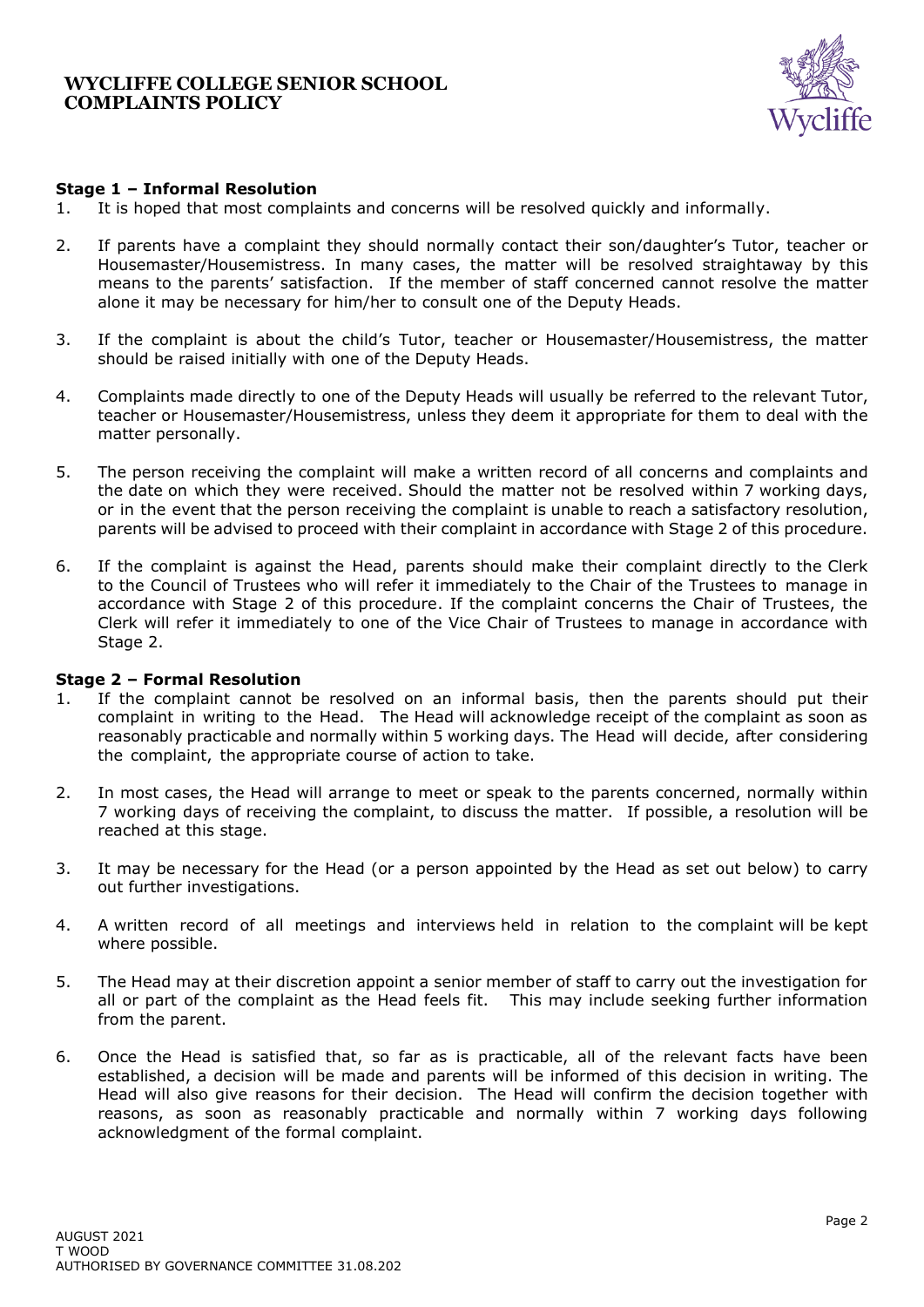### Stage 1 – Informal Resolution

1. It is hoped that most complaints and concerns will be resolved quickly and informally.

2. If parents have a complaint they should normally contact their son/daughter's Tutor, teacher or Housemaster/Housemistress. In many cases, the matter will be resolved straightaway by this means to the parents' satisfaction. If the member of staff concerned cannot resolve the matter alone it may be necessary for him/her to consult one of the Deputy Heads.

3. If the complaint is about the child's Tutor, teacher or Housemaster/Housemistress, the matter should be raised initially with one of the Deputy Heads.

4. Complaints made directly to one of the Deputy Heads will usually be referred to the relevant Tutor, teacher or Housemaster/Housemistress, unless they deem it appropriate for them to deal with the matter personally.

5. The person receiving the complaint will make a written record of all concerns and complaints and the date on which they were received. Should the matter not be resolved within 7 working days, or in the event that the person receiving the complaint is unable to reach a satisfactory resolution, parents will be advised to proceed with their complaint in accordance with Stage 2 of this procedure.

6. If the complaint is against the Head, parents should make their complaint directly to the Clerk to the Council of Trustees who will refer it immediately to the Chair of the Trustees to manage in accordance with Stage 2 of this procedure. If the complaint concerns the Chair of Trustees, the Clerk will refer it immediately to one of the Vice Chair of Trustees to manage in accordance with Stage 2.

### Stage 2 – Formal Resolution

1. If the complaint cannot be resolved on an informal basis, then the parents should put their complaint in writing to the Head. The Head will acknowledge receipt of the complaint as soon as reasonably practicable and normally within 5 working days. The Head will decide, after considering the complaint, the appropriate course of action to take.

2. In most cases, the Head will arrange to meet or speak to the parents concerned, normally within 7 working days of receiving the complaint, to discuss the matter. If possible, a resolution will be reached at this stage.

3. It may be necessary for the Head (or a person appointed by the Head as set out below) to carry out further investigations.

4. A written record of all meetings and interviews held in relation to the complaint will be kept where possible.

5. The Head may at their discretion appoint a senior member of staff to carry out the investigation for all or part of the complaint as the Head feels fit. This may include seeking further information from the parent.

6. Once the Head is satisfied that, so far as is practicable, all of the relevant facts have been established, a decision will be made and parents will be informed of this decision in writing. The Head will also give reasons for their decision. The Head will confirm the decision together with reasons, as soon as reasonably practicable and normally within 7 working days following acknowledgment of the formal complaint.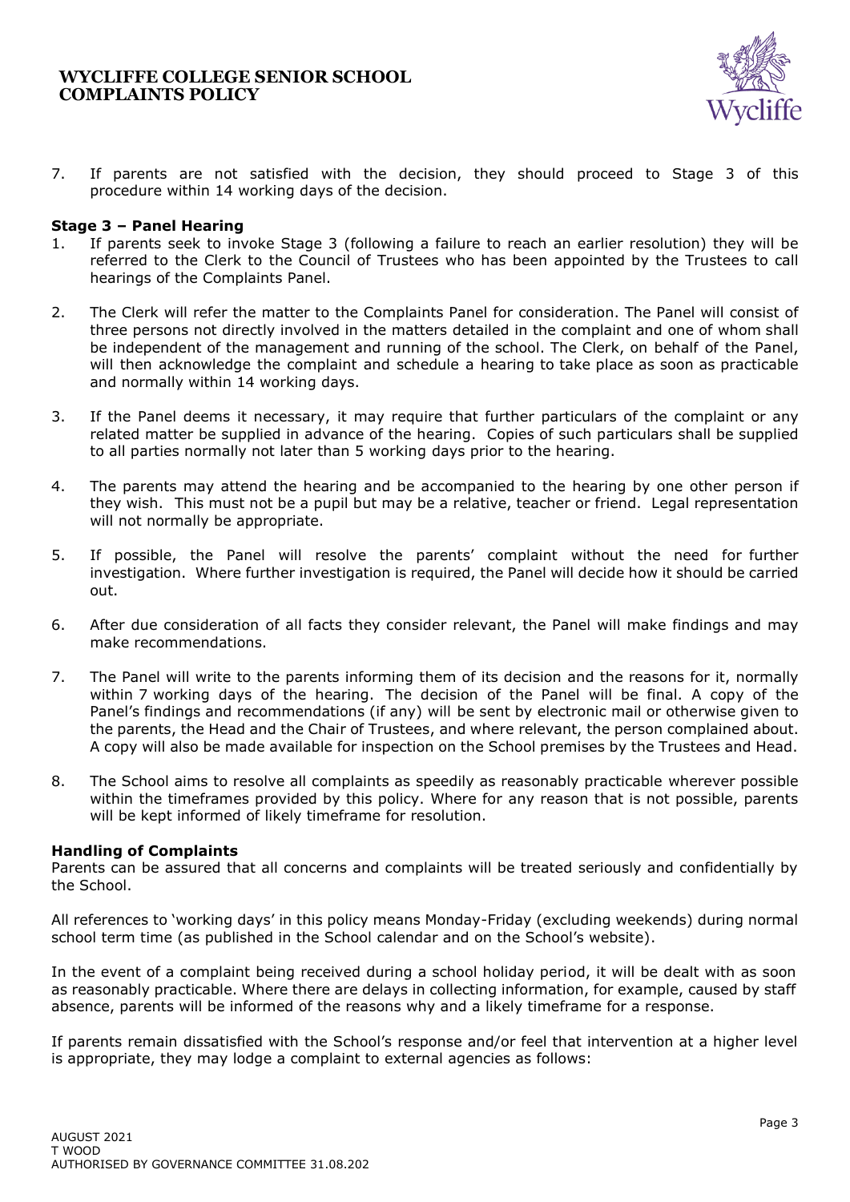7. If parents are not satisfied with the decision, they should proceed to Stage 3 of this procedure within 14 working days of the decision.

**Stage 3 – Panel Hearing**

1. If parents seek to invoke Stage 3 (following a failure to reach an earlier resolution) they will be referred to the Clerk to the Council of Trustees who has been appointed by the Trustees to call hearings of the Complaints Panel.

2. The Clerk will refer the matter to the Complaints Panel for consideration. The Panel will consist of three persons not directly involved in the matters detailed in the complaint and one of whom shall be independent of the management and running of the school. The Clerk, on behalf of the Panel, will then acknowledge the complaint and schedule a hearing to take place as soon as practicable and normally within 14 working days.

3. If the Panel deems it necessary, it may require that further particulars of the complaint or any related matter be supplied in advance of the hearing. Copies of such particulars shall be supplied to all parties normally not later than 5 working days prior to the hearing.

4. The parents may attend the hearing and be accompanied to the hearing by one other person if they wish. This must not be a pupil but may be a relative, teacher or friend. Legal representation will not normally be appropriate.

5. If possible, the Panel will resolve the parents' complaint without the need for further investigation. Where further investigation is required, the Panel will decide how it should be carried out.

6. After due consideration of all facts they consider relevant, the Panel will make findings and may make recommendations.

7. The Panel will write to the parents informing them of its decision and the reasons for it, normally within 7 working days of the hearing. The decision of the Panel will be final. A copy of the Panel's findings and recommendations (if any) will be sent by electronic mail or otherwise given to the parents, the Head and the Chair of Trustees, and where relevant, the person complained about. A copy will also be made available for inspection on the School premises by the Trustees and Head.

8. The School aims to resolve all complaints as speedily as reasonably practicable wherever possible within the timeframes provided by this policy. Where for any reason that is not possible, parents will be kept informed of likely timeframe for resolution.

**Handling of Complaints**

Parents can be assured that all concerns and complaints will be treated seriously and confidentially by the School.

All references to 'working days' in this policy means Monday-Friday (excluding weekends) during normal school term time (as published in the School calendar and on the School's website).

In the event of a complaint being received during a school holiday period, it will be dealt with as soon as reasonably practicable. Where there are delays in collecting information, for example, caused by staff absence, parents will be informed of the reasons why and a likely timeframe for a response.

If parents remain dissatisfied with the School's response and/or feel that intervention at a higher level is appropriate, they may lodge a complaint to external agencies as follows: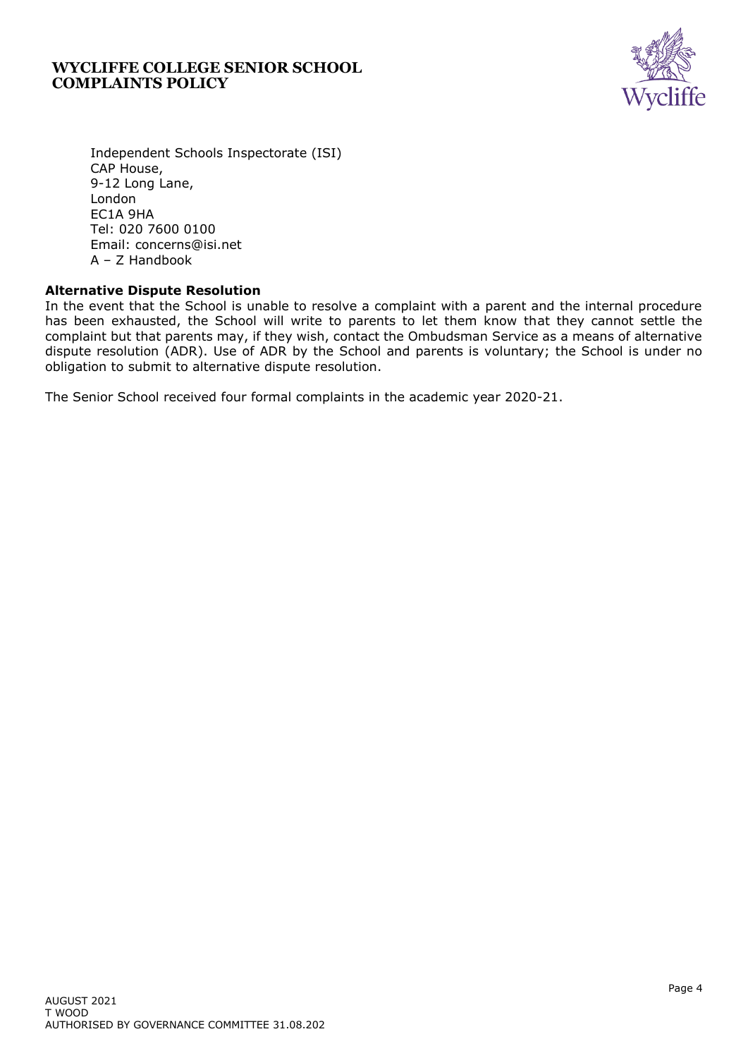Independent Schools Inspectorate (ISI)
CAP House,
9-12 Long Lane,
London
EC1A 9HA
Tel: 020 7600 0100
Email: concerns@isi.net
A – Z Handbook

**Alternative Dispute Resolution**

In the event that the School is unable to resolve a complaint with a parent and the internal procedure has been exhausted, the School will write to parents to let them know that they cannot settle the complaint but that parents may, if they wish, contact the Ombudsman Service as a means of alternative dispute resolution (ADR). Use of ADR by the School and parents is voluntary; the School is under no obligation to submit to alternative dispute resolution.

The Senior School received four formal complaints in the academic year 2020-21.